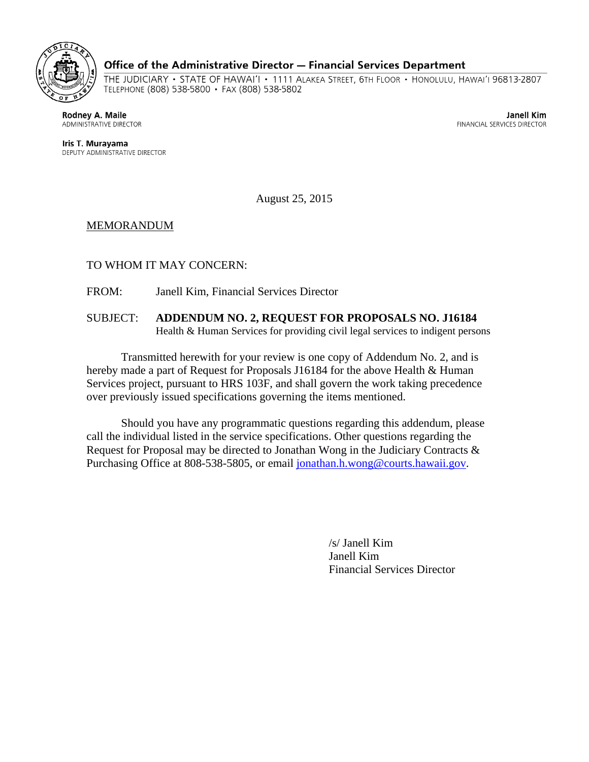**Office of the Administrative Director — Financial Services Department**

THE JUDICIARY • STATE OF HAWAI'I • 1111 ALAKEA STREET, 6TH FLOOR • HONOLULU, HAWAI'I 96813-2807
TELEPHONE (808) 538-5800 • FAX (808) 538-5802

**Rodney A. Maile**
ADMINISTRATIVE DIRECTOR

**Janell Kim**
FINANCIAL SERVICES DIRECTOR

**Iris T. Murayama**
DEPUTY ADMINISTRATIVE DIRECTOR

August 25, 2015

MEMORANDUM

TO WHOM IT MAY CONCERN:

FROM: Janell Kim, Financial Services Director

SUBJECT: **ADDENDUM NO. 2, REQUEST FOR PROPOSALS NO. J16184**
Health & Human Services for providing civil legal services to indigent persons

Transmitted herewith for your review is one copy of Addendum No. 2, and is hereby made a part of Request for Proposals J16184 for the above Health & Human Services project, pursuant to HRS 103F, and shall govern the work taking precedence over previously issued specifications governing the items mentioned.

Should you have any programmatic questions regarding this addendum, please call the individual listed in the service specifications. Other questions regarding the Request for Proposal may be directed to Jonathan Wong in the Judiciary Contracts & Purchasing Office at 808-538-5805, or email jonathan.h.wong@courts.hawaii.gov.

/s/ Janell Kim
Janell Kim
Financial Services Director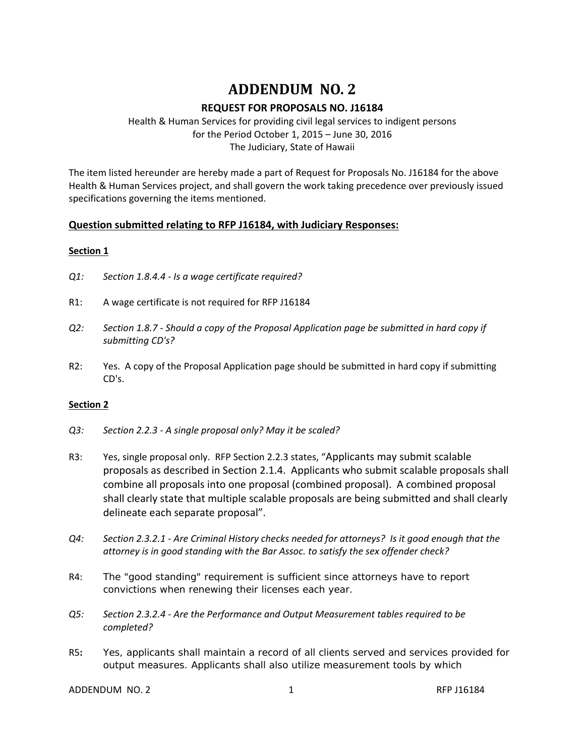# ADDENDUM NO. 2

## REQUEST FOR PROPOSALS NO. J16184

Health & Human Services for providing civil legal services to indigent persons
for the Period October 1, 2015 – June 30, 2016
The Judiciary, State of Hawaii

The item listed hereunder are hereby made a part of Request for Proposals No. J16184 for the above Health & Human Services project, and shall govern the work taking precedence over previously issued specifications governing the items mentioned.

**Question submitted relating to RFP J16184, with Judiciary Responses:**

**Section 1**

*Q1: Section 1.8.4.4 - Is a wage certificate required?*

R1: A wage certificate is not required for RFP J16184

*Q2: Section 1.8.7 - Should a copy of the Proposal Application page be submitted in hard copy if submitting CD's?*

R2: Yes. A copy of the Proposal Application page should be submitted in hard copy if submitting CD's.

**Section 2**

*Q3: Section 2.2.3 - A single proposal only? May it be scaled?*

R3: Yes, single proposal only. RFP Section 2.2.3 states, "Applicants may submit scalable proposals as described in Section 2.1.4. Applicants who submit scalable proposals shall combine all proposals into one proposal (combined proposal). A combined proposal shall clearly state that multiple scalable proposals are being submitted and shall clearly delineate each separate proposal".

*Q4: Section 2.3.2.1 - Are Criminal History checks needed for attorneys? Is it good enough that the attorney is in good standing with the Bar Assoc. to satisfy the sex offender check?*

R4: The "good standing" requirement is sufficient since attorneys have to report convictions when renewing their licenses each year.

*Q5: Section 2.3.2.4 - Are the Performance and Output Measurement tables required to be completed?*

R5**:** Yes, applicants shall maintain a record of all clients served and services provided for output measures. Applicants shall also utilize measurement tools by which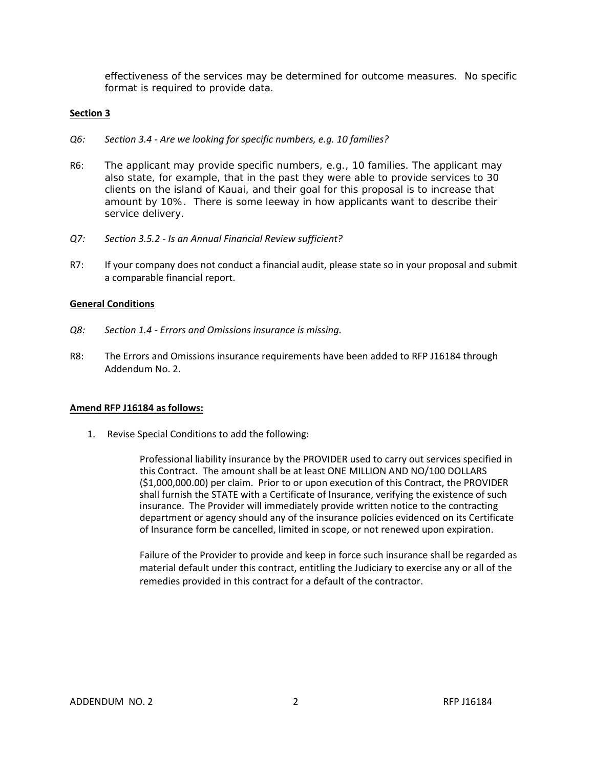effectiveness of the services may be determined for outcome measures. No specific format is required to provide data.

**Section 3**

*Q6: Section 3.4 - Are we looking for specific numbers, e.g. 10 families?*

R6: The applicant may provide specific numbers, e.g., 10 families. The applicant may also state, for example, that in the past they were able to provide services to 30 clients on the island of Kauai, and their goal for this proposal is to increase that amount by 10%. There is some leeway in how applicants want to describe their service delivery.

*Q7: Section 3.5.2 - Is an Annual Financial Review sufficient?*

R7: If your company does not conduct a financial audit, please state so in your proposal and submit a comparable financial report.

**General Conditions**

*Q8: Section 1.4 - Errors and Omissions insurance is missing.*

R8: The Errors and Omissions insurance requirements have been added to RFP J16184 through Addendum No. 2.

**Amend RFP J16184 as follows:**

1. Revise Special Conditions to add the following:

   Professional liability insurance by the PROVIDER used to carry out services specified in this Contract. The amount shall be at least ONE MILLION AND NO/100 DOLLARS ($1,000,000.00) per claim. Prior to or upon execution of this Contract, the PROVIDER shall furnish the STATE with a Certificate of Insurance, verifying the existence of such insurance. The Provider will immediately provide written notice to the contracting department or agency should any of the insurance policies evidenced on its Certificate of Insurance form be cancelled, limited in scope, or not renewed upon expiration.

   Failure of the Provider to provide and keep in force such insurance shall be regarded as material default under this contract, entitling the Judiciary to exercise any or all of the remedies provided in this contract for a default of the contractor.